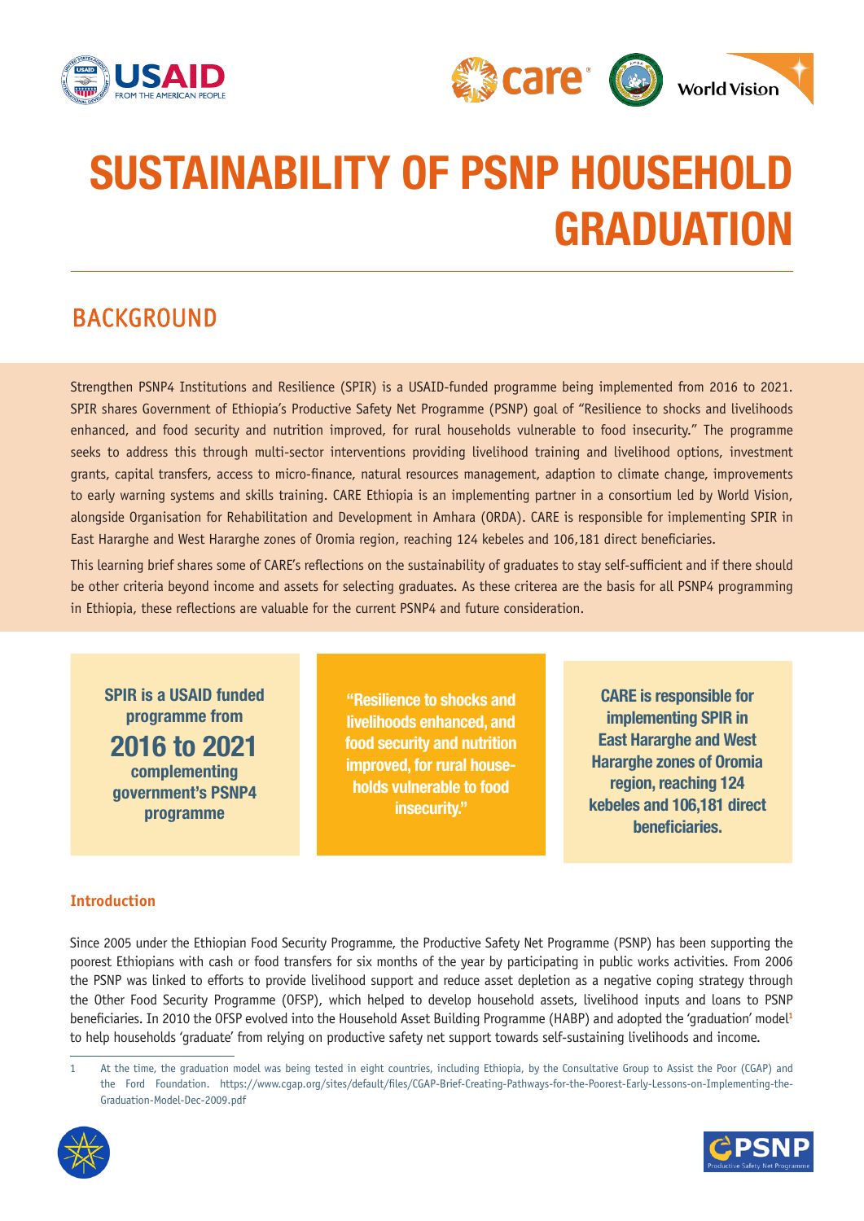# SUSTAINABILITY OF PSNP HOUSEHOLD GRADUATION

## BACKGROUND

Strengthen PSNP4 Institutions and Resilience (SPIR) is a USAID-funded programme being implemented from 2016 to 2021. SPIR shares Government of Ethiopia's Productive Safety Net Programme (PSNP) goal of "Resilience to shocks and livelihoods enhanced, and food security and nutrition improved, for rural households vulnerable to food insecurity." The programme seeks to address this through multi-sector interventions providing livelihood training and livelihood options, investment grants, capital transfers, access to micro-finance, natural resources management, adaption to climate change, improvements to early warning systems and skills training. CARE Ethiopia is an implementing partner in a consortium led by World Vision, alongside Organisation for Rehabilitation and Development in Amhara (ORDA). CARE is responsible for implementing SPIR in East Hararghe and West Hararghe zones of Oromia region, reaching 124 kebeles and 106,181 direct beneficiaries.

This learning brief shares some of CARE's reflections on the sustainability of graduates to stay self-sufficient and if there should be other criteria beyond income and assets for selecting graduates. As these criterea are the basis for all PSNP4 programming in Ethiopia, these reflections are valuable for the current PSNP4 and future consideration.

**SPIR is a USAID funded programme from 2016 to 2021 complementing government's PSNP4 programme**

**"Resilience to shocks and livelihoods enhanced, and food security and nutrition improved, for rural households vulnerable to food insecurity."**

**CARE is responsible for implementing SPIR in East Hararghe and West Hararghe zones of Oromia region, reaching 124 kebeles and 106,181 direct beneficiaries.**

### Introduction

Since 2005 under the Ethiopian Food Security Programme, the Productive Safety Net Programme (PSNP) has been supporting the poorest Ethiopians with cash or food transfers for six months of the year by participating in public works activities. From 2006 the PSNP was linked to efforts to provide livelihood support and reduce asset depletion as a negative coping strategy through the Other Food Security Programme (OFSP), which helped to develop household assets, livelihood inputs and loans to PSNP beneficiaries. In 2010 the OFSP evolved into the Household Asset Building Programme (HABP) and adopted the 'graduation' model[1] to help households 'graduate' from relying on productive safety net support towards self-sustaining livelihoods and income.

1 At the time, the graduation model was being tested in eight countries, including Ethiopia, by the Consultative Group to Assist the Poor (CGAP) and the Ford Foundation. https://www.cgap.org/sites/default/files/CGAP-Brief-Creating-Pathways-for-the-Poorest-Early-Lessons-on-Implementing-the-Graduation-Model-Dec-2009.pdf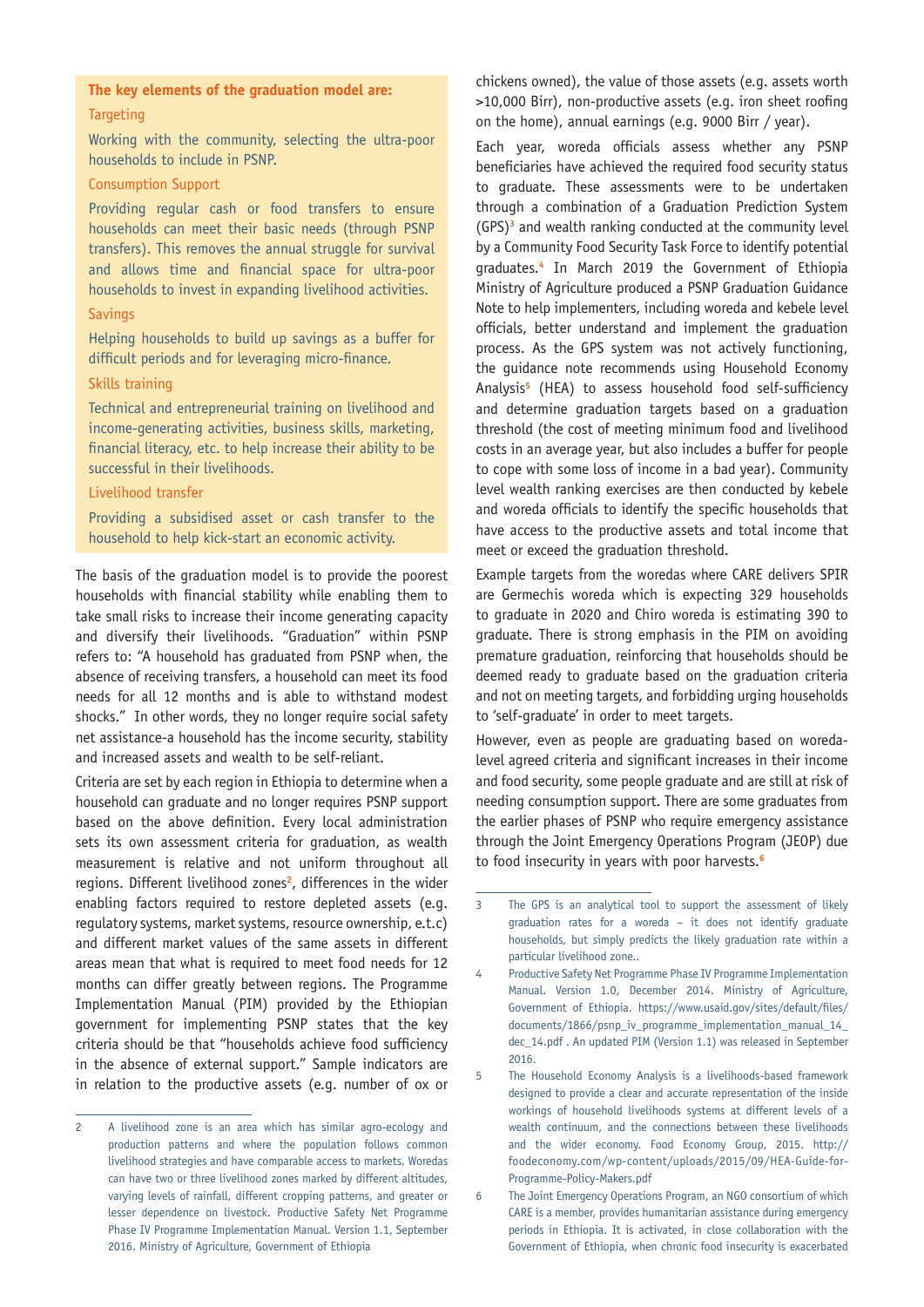**The key elements of the graduation model are:**

Targeting

Working with the community, selecting the ultra-poor households to include in PSNP.

Consumption Support

Providing regular cash or food transfers to ensure households can meet their basic needs (through PSNP transfers). This removes the annual struggle for survival and allows time and financial space for ultra-poor households to invest in expanding livelihood activities.

Savings

Helping households to build up savings as a buffer for difficult periods and for leveraging micro-finance.

Skills training

Technical and entrepreneurial training on livelihood and income-generating activities, business skills, marketing, financial literacy, etc. to help increase their ability to be successful in their livelihoods.

Livelihood transfer

Providing a subsidised asset or cash transfer to the household to help kick-start an economic activity.

The basis of the graduation model is to provide the poorest households with financial stability while enabling them to take small risks to increase their income generating capacity and diversify their livelihoods. "Graduation" within PSNP refers to: "A household has graduated from PSNP when, the absence of receiving transfers, a household can meet its food needs for all 12 months and is able to withstand modest shocks." In other words, they no longer require social safety net assistance-a household has the income security, stability and increased assets and wealth to be self-reliant.

Criteria are set by each region in Ethiopia to determine when a household can graduate and no longer requires PSNP support based on the above definition. Every local administration sets its own assessment criteria for graduation, as wealth measurement is relative and not uniform throughout all regions. Different livelihood zones[2], differences in the wider enabling factors required to restore depleted assets (e.g. regulatory systems, market systems, resource ownership, e.t.c) and different market values of the same assets in different areas mean that what is required to meet food needs for 12 months can differ greatly between regions. The Programme Implementation Manual (PIM) provided by the Ethiopian government for implementing PSNP states that the key criteria should be that "households achieve food sufficiency in the absence of external support." Sample indicators are in relation to the productive assets (e.g. number of ox or chickens owned), the value of those assets (e.g. assets worth >10,000 Birr), non-productive assets (e.g. iron sheet roofing on the home), annual earnings (e.g. 9000 Birr / year).

Each year, woreda officials assess whether any PSNP beneficiaries have achieved the required food security status to graduate. These assessments were to be undertaken through a combination of a Graduation Prediction System (GPS)[3] and wealth ranking conducted at the community level by a Community Food Security Task Force to identify potential graduates.[4] In March 2019 the Government of Ethiopia Ministry of Agriculture produced a PSNP Graduation Guidance Note to help implementers, including woreda and kebele level officials, better understand and implement the graduation process. As the GPS system was not actively functioning, the guidance note recommends using Household Economy Analysis[5] (HEA) to assess household food self-sufficiency and determine graduation targets based on a graduation threshold (the cost of meeting minimum food and livelihood costs in an average year, but also includes a buffer for people to cope with some loss of income in a bad year). Community level wealth ranking exercises are then conducted by kebele and woreda officials to identify the specific households that have access to the productive assets and total income that meet or exceed the graduation threshold.

Example targets from the woredas where CARE delivers SPIR are Germechis woreda which is expecting 329 households to graduate in 2020 and Chiro woreda is estimating 390 to graduate. There is strong emphasis in the PIM on avoiding premature graduation, reinforcing that households should be deemed ready to graduate based on the graduation criteria and not on meeting targets, and forbidding urging households to 'self-graduate' in order to meet targets.

However, even as people are graduating based on woreda-level agreed criteria and significant increases in their income and food security, some people graduate and are still at risk of needing consumption support. There are some graduates from the earlier phases of PSNP who require emergency assistance through the Joint Emergency Operations Program (JEOP) due to food insecurity in years with poor harvests.[6]

---

2 A livelihood zone is an area which has similar agro-ecology and production patterns and where the population follows common livelihood strategies and have comparable access to markets. Woredas can have two or three livelihood zones marked by different altitudes, varying levels of rainfall, different cropping patterns, and greater or lesser dependence on livestock. Productive Safety Net Programme Phase IV Programme Implementation Manual. Version 1.1, September 2016. Ministry of Agriculture, Government of Ethiopia

3 The GPS is an analytical tool to support the assessment of likely graduation rates for a woreda – it does not identify graduate households, but simply predicts the likely graduation rate within a particular livelihood zone..

4 Productive Safety Net Programme Phase IV Programme Implementation Manual. Version 1.0, December 2014. Ministry of Agriculture, Government of Ethiopia. https://www.usaid.gov/sites/default/files/documents/1866/psnp_iv_programme_implementation_manual_14_dec_14.pdf . An updated PIM (Version 1.1) was released in September 2016.

5 The Household Economy Analysis is a livelihoods-based framework designed to provide a clear and accurate representation of the inside workings of household livelihoods systems at different levels of a wealth continuum, and the connections between these livelihoods and the wider economy. Food Economy Group, 2015. http://foodeconomy.com/wp-content/uploads/2015/09/HEA-Guide-for-Programme-Policy-Makers.pdf

6 The Joint Emergency Operations Program, an NGO consortium of which CARE is a member, provides humanitarian assistance during emergency periods in Ethiopia. It is activated, in close collaboration with the Government of Ethiopia, when chronic food insecurity is exacerbated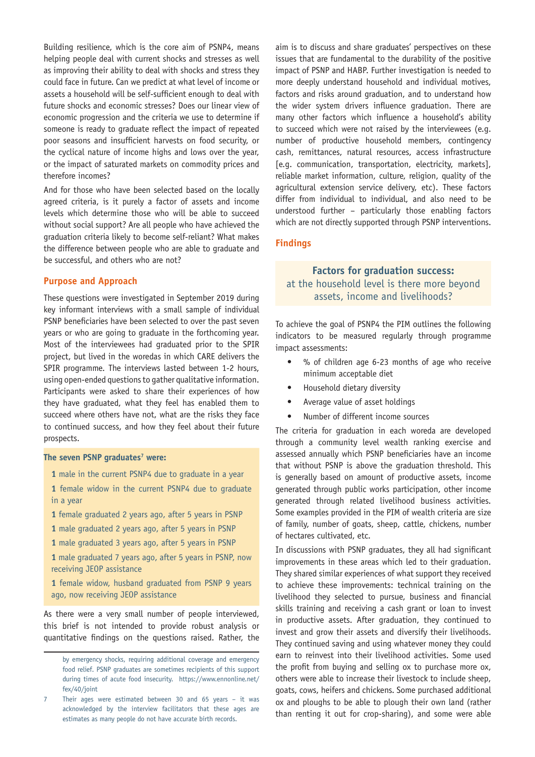Building resilience, which is the core aim of PSNP4, means helping people deal with current shocks and stresses as well as improving their ability to deal with shocks and stress they could face in future. Can we predict at what level of income or assets a household will be self-sufficient enough to deal with future shocks and economic stresses? Does our linear view of economic progression and the criteria we use to determine if someone is ready to graduate reflect the impact of repeated poor seasons and insufficient harvests on food security, or the cyclical nature of income highs and lows over the year, or the impact of saturated markets on commodity prices and therefore incomes?

And for those who have been selected based on the locally agreed criteria, is it purely a factor of assets and income levels which determine those who will be able to succeed without social support? Are all people who have achieved the graduation criteria likely to become self-reliant? What makes the difference between people who are able to graduate and be successful, and others who are not?

## Purpose and Approach

These questions were investigated in September 2019 during key informant interviews with a small sample of individual PSNP beneficiaries have been selected to over the past seven years or who are going to graduate in the forthcoming year. Most of the interviewees had graduated prior to the SPIR project, but lived in the woredas in which CARE delivers the SPIR programme. The interviews lasted between 1-2 hours, using open-ended questions to gather qualitative information. Participants were asked to share their experiences of how they have graduated, what they feel has enabled them to succeed where others have not, what are the risks they face to continued success, and how they feel about their future prospects.

**The seven PSNP graduates[7] were:**

- **1** male in the current PSNP4 due to graduate in a year
- **1** female widow in the current PSNP4 due to graduate in a year
- **1** female graduated 2 years ago, after 5 years in PSNP
- **1** male graduated 2 years ago, after 5 years in PSNP
- **1** male graduated 3 years ago, after 5 years in PSNP
- **1** male graduated 7 years ago, after 5 years in PSNP, now receiving JEOP assistance
- **1** female widow, husband graduated from PSNP 9 years ago, now receiving JEOP assistance

As there were a very small number of people interviewed, this brief is not intended to provide robust analysis or quantitative findings on the questions raised. Rather, the aim is to discuss and share graduates' perspectives on these issues that are fundamental to the durability of the positive impact of PSNP and HABP. Further investigation is needed to more deeply understand household and individual motives, factors and risks around graduation, and to understand how the wider system drivers influence graduation. There are many other factors which influence a household's ability to succeed which were not raised by the interviewees (e.g. number of productive household members, contingency cash, remittances, natural resources, access infrastructure [e.g. communication, transportation, electricity, markets], reliable market information, culture, religion, quality of the agricultural extension service delivery, etc). These factors differ from individual to individual, and also need to be understood further – particularly those enabling factors which are not directly supported through PSNP interventions.

## Findings

### Factors for graduation success:
### at the household level is there more beyond assets, income and livelihoods?

To achieve the goal of PSNP4 the PIM outlines the following indicators to be measured regularly through programme impact assessments:

- % of children age 6-23 months of age who receive minimum acceptable diet
- Household dietary diversity
- Average value of asset holdings
- Number of different income sources

The criteria for graduation in each woreda are developed through a community level wealth ranking exercise and assessed annually which PSNP beneficiaries have an income that without PSNP is above the graduation threshold. This is generally based on amount of productive assets, income generated through public works participation, other income generated through related livelihood business activities. Some examples provided in the PIM of wealth criteria are size of family, number of goats, sheep, cattle, chickens, number of hectares cultivated, etc.

In discussions with PSNP graduates, they all had significant improvements in these areas which led to their graduation. They shared similar experiences of what support they received to achieve these improvements: technical training on the livelihood they selected to pursue, business and financial skills training and receiving a cash grant or loan to invest in productive assets. After graduation, they continued to invest and grow their assets and diversify their livelihoods. They continued saving and using whatever money they could earn to reinvest into their livelihood activities. Some used the profit from buying and selling ox to purchase more ox, others were able to increase their livestock to include sheep, goats, cows, heifers and chickens. Some purchased additional ox and ploughs to be able to plough their own land (rather than renting it out for crop-sharing), and some were able

by emergency shocks, requiring additional coverage and emergency food relief. PSNP graduates are sometimes recipients of this support during times of acute food insecurity. https://www.ennonline.net/fex/40/joint

7 Their ages were estimated between 30 and 65 years – it was acknowledged by the interview facilitators that these ages are estimates as many people do not have accurate birth records.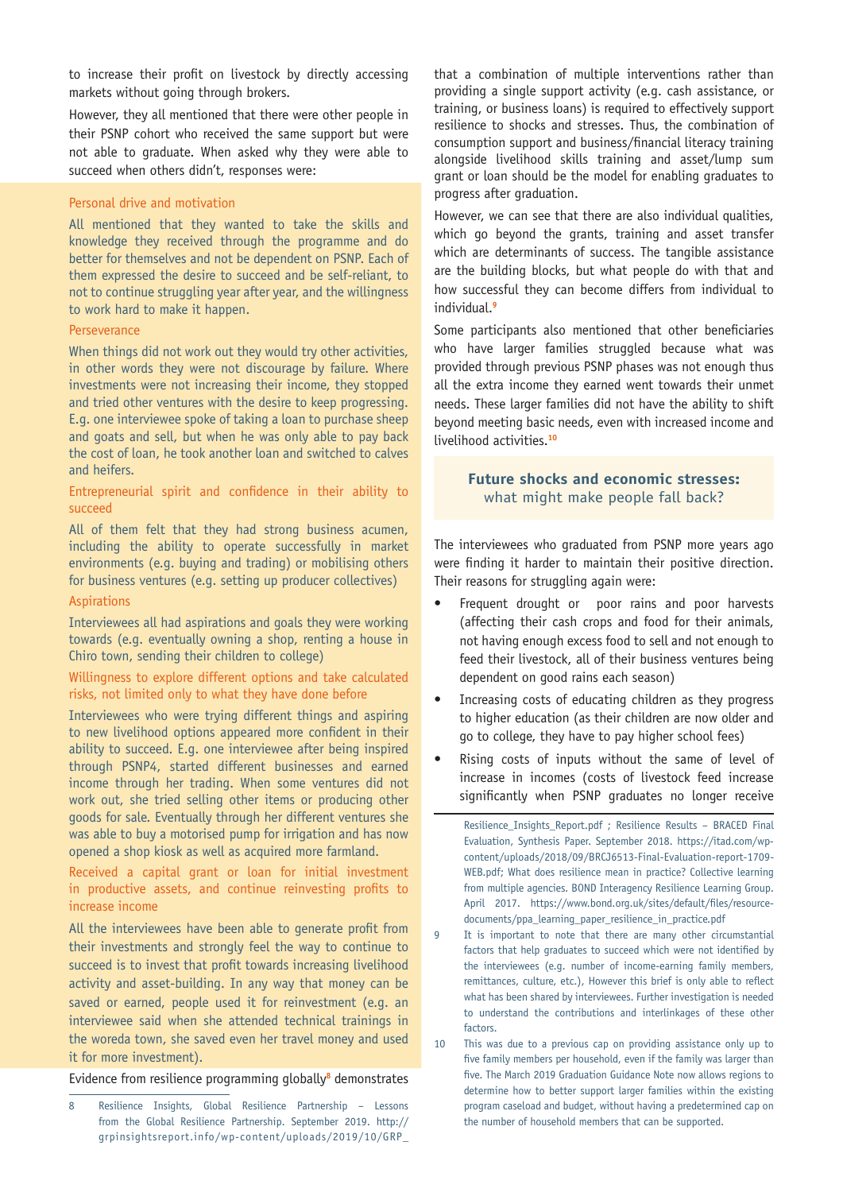to increase their profit on livestock by directly accessing markets without going through brokers.

However, they all mentioned that there were other people in their PSNP cohort who received the same support but were not able to graduate. When asked why they were able to succeed when others didn't, responses were:

**Personal drive and motivation**

All mentioned that they wanted to take the skills and knowledge they received through the programme and do better for themselves and not be dependent on PSNP. Each of them expressed the desire to succeed and be self-reliant, to not to continue struggling year after year, and the willingness to work hard to make it happen.

**Perseverance**

When things did not work out they would try other activities, in other words they were not discourage by failure. Where investments were not increasing their income, they stopped and tried other ventures with the desire to keep progressing. E.g. one interviewee spoke of taking a loan to purchase sheep and goats and sell, but when he was only able to pay back the cost of loan, he took another loan and switched to calves and heifers.

**Entrepreneurial spirit and confidence in their ability to succeed**

All of them felt that they had strong business acumen, including the ability to operate successfully in market environments (e.g. buying and trading) or mobilising others for business ventures (e.g. setting up producer collectives)

**Aspirations**

Interviewees all had aspirations and goals they were working towards (e.g. eventually owning a shop, renting a house in Chiro town, sending their children to college)

**Willingness to explore different options and take calculated risks, not limited only to what they have done before**

Interviewees who were trying different things and aspiring to new livelihood options appeared more confident in their ability to succeed. E.g. one interviewee after being inspired through PSNP4, started different businesses and earned income through her trading. When some ventures did not work out, she tried selling other items or producing other goods for sale. Eventually through her different ventures she was able to buy a motorised pump for irrigation and has now opened a shop kiosk as well as acquired more farmland.

**Received a capital grant or loan for initial investment in productive assets, and continue reinvesting profits to increase income**

All the interviewees have been able to generate profit from their investments and strongly feel the way to continue to succeed is to invest that profit towards increasing livelihood activity and asset-building. In any way that money can be saved or earned, people used it for reinvestment (e.g. an interviewee said when she attended technical trainings in the woreda town, she saved even her travel money and used it for more investment).

Evidence from resilience programming globally[8] demonstrates that a combination of multiple interventions rather than providing a single support activity (e.g. cash assistance, or training, or business loans) is required to effectively support resilience to shocks and stresses. Thus, the combination of consumption support and business/financial literacy training alongside livelihood skills training and asset/lump sum grant or loan should be the model for enabling graduates to progress after graduation.

However, we can see that there are also individual qualities, which go beyond the grants, training and asset transfer which are determinants of success. The tangible assistance are the building blocks, but what people do with that and how successful they can become differs from individual to individual.[9]

Some participants also mentioned that other beneficiaries who have larger families struggled because what was provided through previous PSNP phases was not enough thus all the extra income they earned went towards their unmet needs. These larger families did not have the ability to shift beyond meeting basic needs, even with increased income and livelihood activities.[10]

## Future shocks and economic stresses: what might make people fall back?

The interviewees who graduated from PSNP more years ago were finding it harder to maintain their positive direction. Their reasons for struggling again were:

- Frequent drought or poor rains and poor harvests (affecting their cash crops and food for their animals, not having enough excess food to sell and not enough to feed their livestock, all of their business ventures being dependent on good rains each season)
- Increasing costs of educating children as they progress to higher education (as their children are now older and go to college, they have to pay higher school fees)
- Rising costs of inputs without the same of level of increase in incomes (costs of livestock feed increase significantly when PSNP graduates no longer receive

---

8 Resilience Insights, Global Resilience Partnership – Lessons from the Global Resilience Partnership. September 2019. http://grpinsightsreport.info/wp-content/uploads/2019/10/GRP_Resilience_Insights_Report.pdf ; Resilience Results – BRACED Final Evaluation, Synthesis Paper. September 2018. https://itad.com/wp-content/uploads/2018/09/BRCJ6513-Final-Evaluation-report-1709-WEB.pdf; What does resilience mean in practice? Collective learning from multiple agencies. BOND Interagency Resilience Learning Group. April 2017. https://www.bond.org.uk/sites/default/files/resource-documents/ppa_learning_paper_resilience_in_practice.pdf

9 It is important to note that there are many other circumstantial factors that help graduates to succeed which were not identified by the interviewees (e.g. number of income-earning family members, remittances, culture, etc.), However this brief is only able to reflect what has been shared by interviewees. Further investigation is needed to understand the contributions and interlinkages of these other factors.

10 This was due to a previous cap on providing assistance only up to five family members per household, even if the family was larger than five. The March 2019 Graduation Guidance Note now allows regions to determine how to better support larger families within the existing program caseload and budget, without having a predetermined cap on the number of household members that can be supported.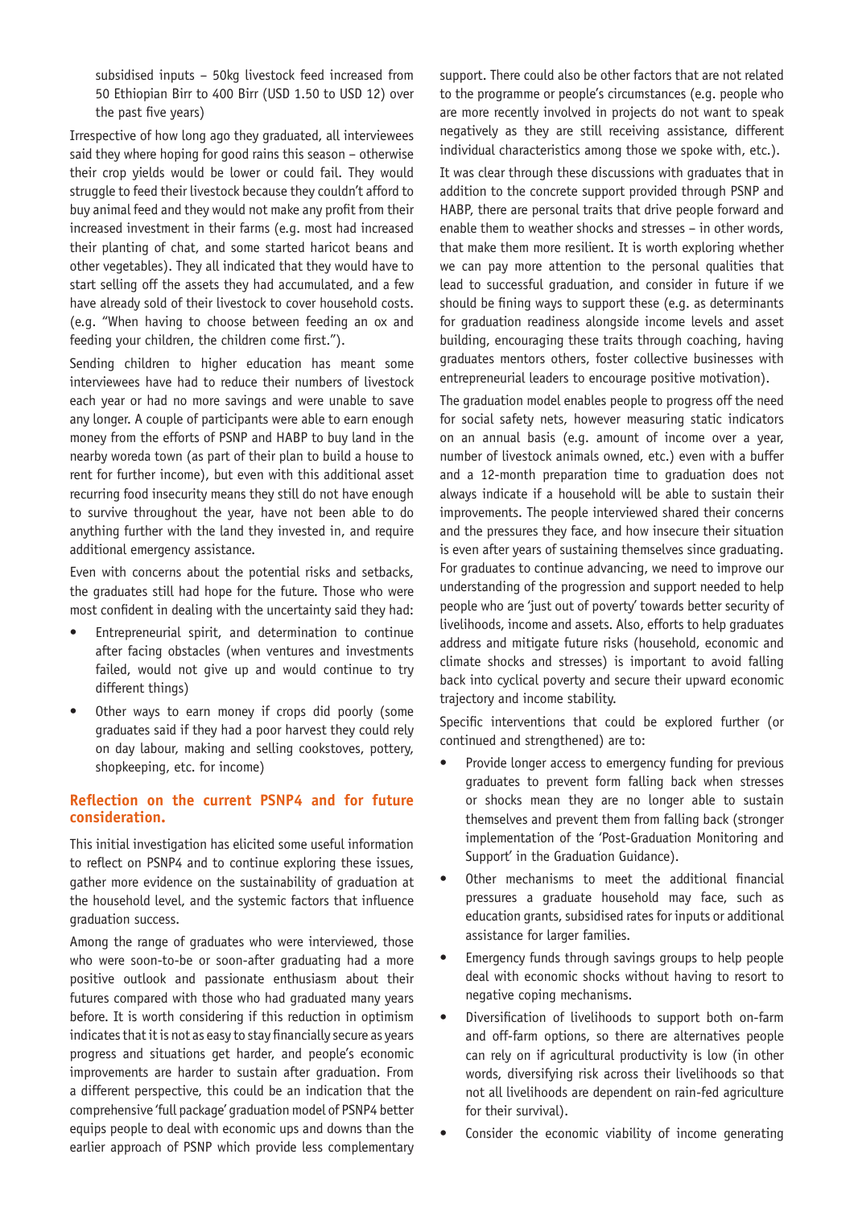subsidised inputs – 50kg livestock feed increased from 50 Ethiopian Birr to 400 Birr (USD 1.50 to USD 12) over the past five years)

Irrespective of how long ago they graduated, all interviewees said they where hoping for good rains this season – otherwise their crop yields would be lower or could fail. They would struggle to feed their livestock because they couldn't afford to buy animal feed and they would not make any profit from their increased investment in their farms (e.g. most had increased their planting of chat, and some started haricot beans and other vegetables). They all indicated that they would have to start selling off the assets they had accumulated, and a few have already sold of their livestock to cover household costs. (e.g. "When having to choose between feeding an ox and feeding your children, the children come first.").

Sending children to higher education has meant some interviewees have had to reduce their numbers of livestock each year or had no more savings and were unable to save any longer. A couple of participants were able to earn enough money from the efforts of PSNP and HABP to buy land in the nearby woreda town (as part of their plan to build a house to rent for further income), but even with this additional asset recurring food insecurity means they still do not have enough to survive throughout the year, have not been able to do anything further with the land they invested in, and require additional emergency assistance.

Even with concerns about the potential risks and setbacks, the graduates still had hope for the future. Those who were most confident in dealing with the uncertainty said they had:

- Entrepreneurial spirit, and determination to continue after facing obstacles (when ventures and investments failed, would not give up and would continue to try different things)
- Other ways to earn money if crops did poorly (some graduates said if they had a poor harvest they could rely on day labour, making and selling cookstoves, pottery, shopkeeping, etc. for income)

### Reflection on the current PSNP4 and for future consideration.

This initial investigation has elicited some useful information to reflect on PSNP4 and to continue exploring these issues, gather more evidence on the sustainability of graduation at the household level, and the systemic factors that influence graduation success.

Among the range of graduates who were interviewed, those who were soon-to-be or soon-after graduating had a more positive outlook and passionate enthusiasm about their futures compared with those who had graduated many years before. It is worth considering if this reduction in optimism indicates that it is not as easy to stay financially secure as years progress and situations get harder, and people's economic improvements are harder to sustain after graduation. From a different perspective, this could be an indication that the comprehensive 'full package' graduation model of PSNP4 better equips people to deal with economic ups and downs than the earlier approach of PSNP which provide less complementary support. There could also be other factors that are not related to the programme or people's circumstances (e.g. people who are more recently involved in projects do not want to speak negatively as they are still receiving assistance, different individual characteristics among those we spoke with, etc.).

It was clear through these discussions with graduates that in addition to the concrete support provided through PSNP and HABP, there are personal traits that drive people forward and enable them to weather shocks and stresses – in other words, that make them more resilient. It is worth exploring whether we can pay more attention to the personal qualities that lead to successful graduation, and consider in future if we should be fining ways to support these (e.g. as determinants for graduation readiness alongside income levels and asset building, encouraging these traits through coaching, having graduates mentors others, foster collective businesses with entrepreneurial leaders to encourage positive motivation).

The graduation model enables people to progress off the need for social safety nets, however measuring static indicators on an annual basis (e.g. amount of income over a year, number of livestock animals owned, etc.) even with a buffer and a 12-month preparation time to graduation does not always indicate if a household will be able to sustain their improvements. The people interviewed shared their concerns and the pressures they face, and how insecure their situation is even after years of sustaining themselves since graduating. For graduates to continue advancing, we need to improve our understanding of the progression and support needed to help people who are 'just out of poverty' towards better security of livelihoods, income and assets. Also, efforts to help graduates address and mitigate future risks (household, economic and climate shocks and stresses) is important to avoid falling back into cyclical poverty and secure their upward economic trajectory and income stability.

Specific interventions that could be explored further (or continued and strengthened) are to:

- Provide longer access to emergency funding for previous graduates to prevent form falling back when stresses or shocks mean they are no longer able to sustain themselves and prevent them from falling back (stronger implementation of the 'Post-Graduation Monitoring and Support' in the Graduation Guidance).
- Other mechanisms to meet the additional financial pressures a graduate household may face, such as education grants, subsidised rates for inputs or additional assistance for larger families.
- Emergency funds through savings groups to help people deal with economic shocks without having to resort to negative coping mechanisms.
- Diversification of livelihoods to support both on-farm and off-farm options, so there are alternatives people can rely on if agricultural productivity is low (in other words, diversifying risk across their livelihoods so that not all livelihoods are dependent on rain-fed agriculture for their survival).
- Consider the economic viability of income generating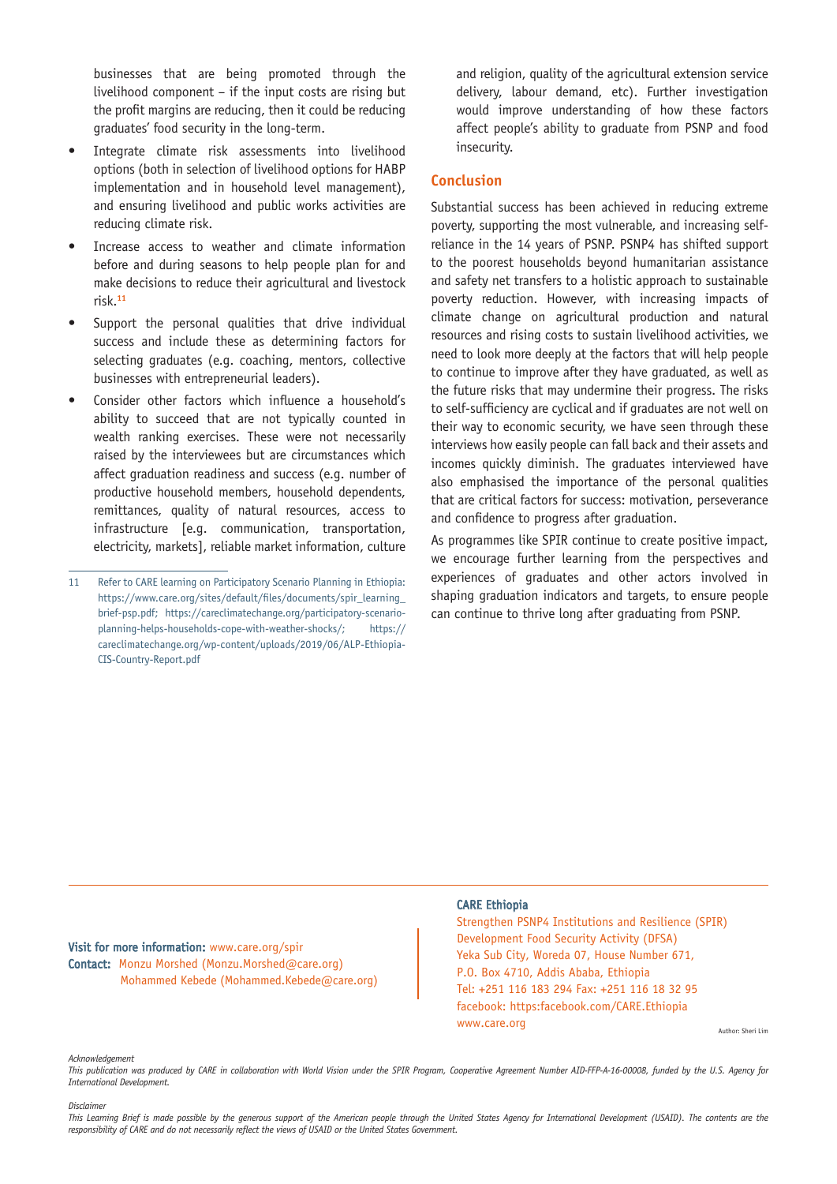businesses that are being promoted through the livelihood component – if the input costs are rising but the profit margins are reducing, then it could be reducing graduates' food security in the long-term.

- Integrate climate risk assessments into livelihood options (both in selection of livelihood options for HABP implementation and in household level management), and ensuring livelihood and public works activities are reducing climate risk.
- Increase access to weather and climate information before and during seasons to help people plan for and make decisions to reduce their agricultural and livestock risk.[11]
- Support the personal qualities that drive individual success and include these as determining factors for selecting graduates (e.g. coaching, mentors, collective businesses with entrepreneurial leaders).
- Consider other factors which influence a household's ability to succeed that are not typically counted in wealth ranking exercises. These were not necessarily raised by the interviewees but are circumstances which affect graduation readiness and success (e.g. number of productive household members, household dependents, remittances, quality of natural resources, access to infrastructure [e.g. communication, transportation, electricity, markets], reliable market information, culture and religion, quality of the agricultural extension service delivery, labour demand, etc). Further investigation would improve understanding of how these factors affect people's ability to graduate from PSNP and food insecurity.

## Conclusion

Substantial success has been achieved in reducing extreme poverty, supporting the most vulnerable, and increasing self-reliance in the 14 years of PSNP. PSNP4 has shifted support to the poorest households beyond humanitarian assistance and safety net transfers to a holistic approach to sustainable poverty reduction. However, with increasing impacts of climate change on agricultural production and natural resources and rising costs to sustain livelihood activities, we need to look more deeply at the factors that will help people to continue to improve after they have graduated, as well as the future risks that may undermine their progress. The risks to self-sufficiency are cyclical and if graduates are not well on their way to economic security, we have seen through these interviews how easily people can fall back and their assets and incomes quickly diminish. The graduates interviewed have also emphasised the importance of the personal qualities that are critical factors for success: motivation, perseverance and confidence to progress after graduation.

As programmes like SPIR continue to create positive impact, we encourage further learning from the perspectives and experiences of graduates and other actors involved in shaping graduation indicators and targets, to ensure people can continue to thrive long after graduating from PSNP.

11 Refer to CARE learning on Participatory Scenario Planning in Ethiopia: https://www.care.org/sites/default/files/documents/spir_learning_brief-psp.pdf; https://careclimatechange.org/participatory-scenario-planning-helps-households-cope-with-weather-shocks/; https://careclimatechange.org/wp-content/uploads/2019/06/ALP-Ethiopia-CIS-Country-Report.pdf

---

**Visit for more information:** www.care.org/spir

**Contact:** Monzu Morshed (Monzu.Morshed@care.org)
Mohammed Kebede (Mohammed.Kebede@care.org)

**CARE Ethiopia**
Strengthen PSNP4 Institutions and Resilience (SPIR)
Development Food Security Activity (DFSA)
Yeka Sub City, Woreda 07, House Number 671,
P.O. Box 4710, Addis Ababa, Ethiopia
Tel: +251 116 183 294 Fax: +251 116 18 32 95
facebook: https:facebook.com/CARE.Ethiopia
www.care.org

Author: Sheri Lim

*Acknowledgement*

*This publication was produced by CARE in collaboration with World Vision under the SPIR Program, Cooperative Agreement Number AID-FFP-A-16-00008, funded by the U.S. Agency for International Development.*

*Disclaimer*

*This Learning Brief is made possible by the generous support of the American people through the United States Agency for International Development (USAID). The contents are the responsibility of CARE and do not necessarily reflect the views of USAID or the United States Government.*